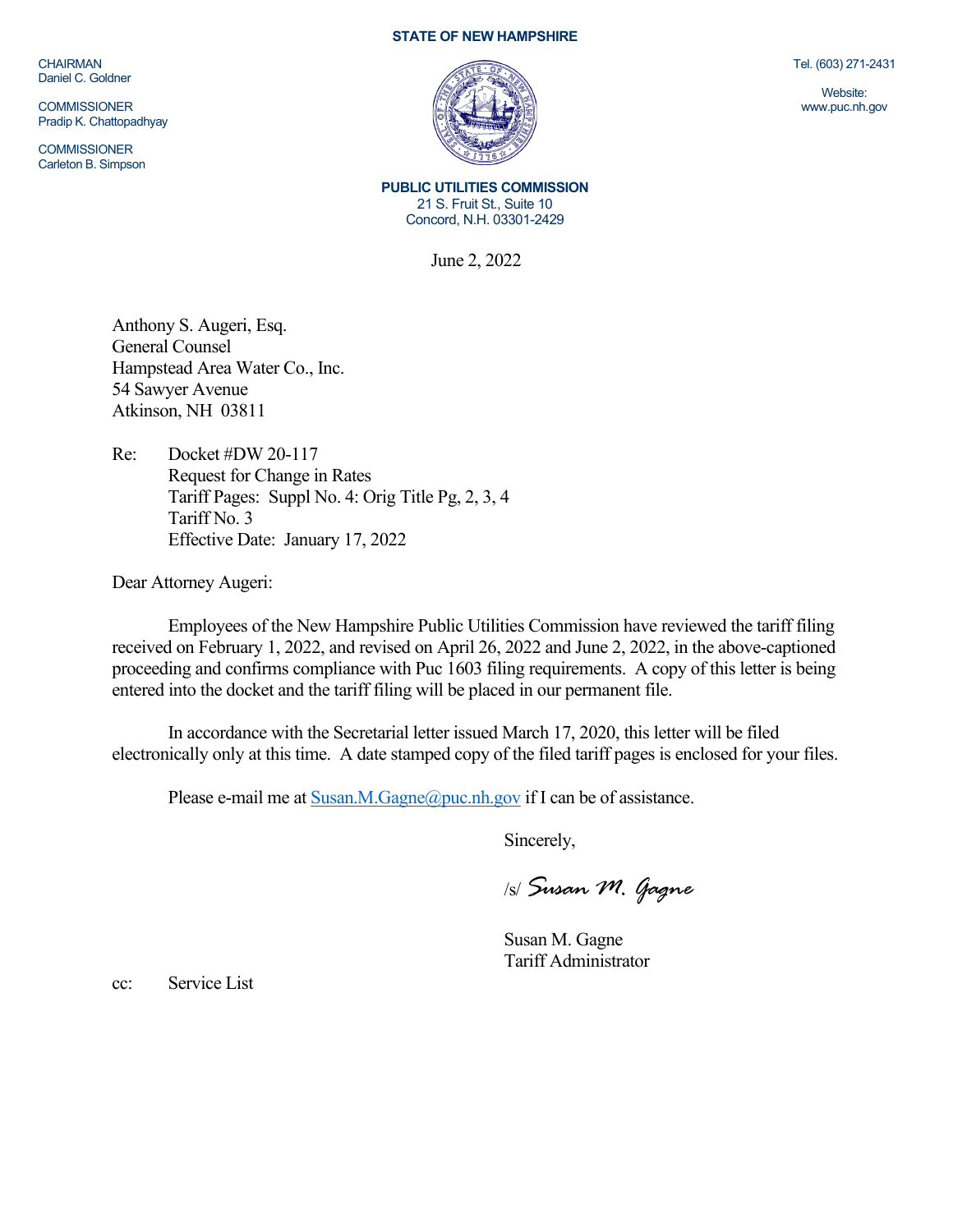**STATE OF NEW HAMPSHIRE**

CHAIRMAN
Daniel C. Goldner

COMMISSIONER
Pradip K. Chattopadhyay

COMMISSIONER
Carleton B. Simpson

Tel. (603) 271-2431

Website:
www.puc.nh.gov

**PUBLIC UTILITIES COMMISSION**
21 S. Fruit St., Suite 10
Concord, N.H. 03301-2429

June 2, 2022

Anthony S. Augeri, Esq.
General Counsel
Hampstead Area Water Co., Inc.
54 Sawyer Avenue
Atkinson, NH 03811

Re: Docket #DW 20-117
Request for Change in Rates
Tariff Pages: Suppl No. 4: Orig Title Pg, 2, 3, 4
Tariff No. 3
Effective Date: January 17, 2022

Dear Attorney Augeri:

Employees of the New Hampshire Public Utilities Commission have reviewed the tariff filing received on February 1, 2022, and revised on April 26, 2022 and June 2, 2022, in the above-captioned proceeding and confirms compliance with Puc 1603 filing requirements. A copy of this letter is being entered into the docket and the tariff filing will be placed in our permanent file.

In accordance with the Secretarial letter issued March 17, 2020, this letter will be filed electronically only at this time. A date stamped copy of the filed tariff pages is enclosed for your files.

Please e-mail me at Susan.M.Gagne@puc.nh.gov if I can be of assistance.

Sincerely,

/s/ *Susan M. Gagne*

Susan M. Gagne
Tariff Administrator

cc: Service List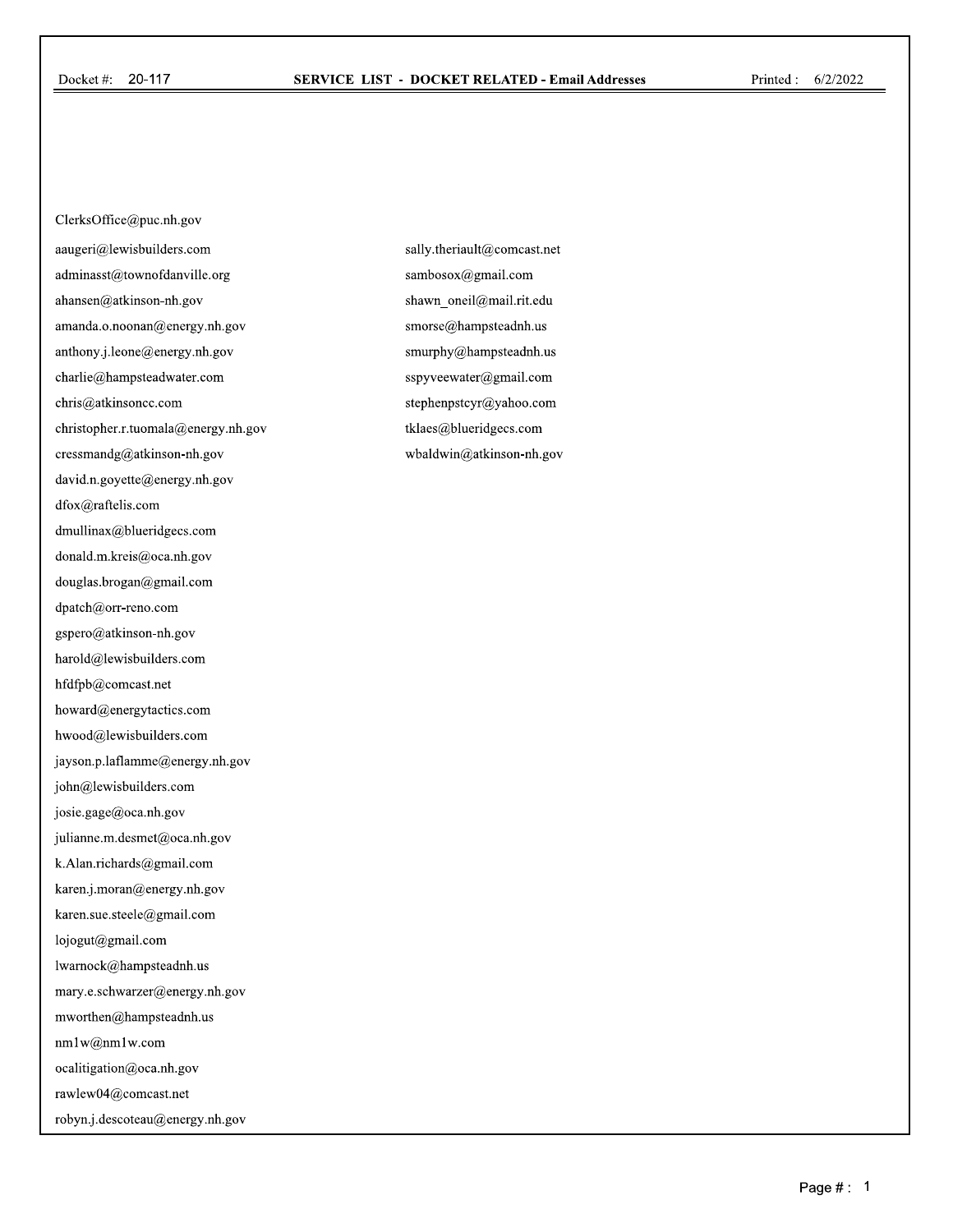Docket #: 20-117

**SERVICE LIST - DOCKET RELATED - Email Addresses**

Printed : 6/2/2022

ClerksOffice@puc.nh.gov

aaugeri@lewisbuilders.com
adminasst@townofdanville.org
ahansen@atkinson-nh.gov
amanda.o.noonan@energy.nh.gov
anthony.j.leone@energy.nh.gov
charlie@hampsteadwater.com
chris@atkinsoncc.com
christopher.r.tuomala@energy.nh.gov
cressmandg@atkinson-nh.gov
david.n.goyette@energy.nh.gov
dfox@raftelis.com
dmullinax@blueridgecs.com
donald.m.kreis@oca.nh.gov
douglas.brogan@gmail.com
dpatch@orr-reno.com
gspero@atkinson-nh.gov
harold@lewisbuilders.com
hfdfpb@comcast.net
howard@energytactics.com
hwood@lewisbuilders.com
jayson.p.laflamme@energy.nh.gov
john@lewisbuilders.com
josie.gage@oca.nh.gov
julianne.m.desmet@oca.nh.gov
k.Alan.richards@gmail.com
karen.j.moran@energy.nh.gov
karen.sue.steele@gmail.com
lojogut@gmail.com
lwarnock@hampsteadnh.us
mary.e.schwarzer@energy.nh.gov
mworthen@hampsteadnh.us
nm1w@nm1w.com
ocalitigation@oca.nh.gov
rawlew04@comcast.net
robyn.j.descoteau@energy.nh.gov
sally.theriault@comcast.net
sambosox@gmail.com
shawn_oneil@mail.rit.edu
smorse@hampsteadnh.us
smurphy@hampsteadnh.us
sspyveewater@gmail.com
stephenpstcyr@yahoo.com
tklaes@blueridgecs.com
wbaldwin@atkinson-nh.gov